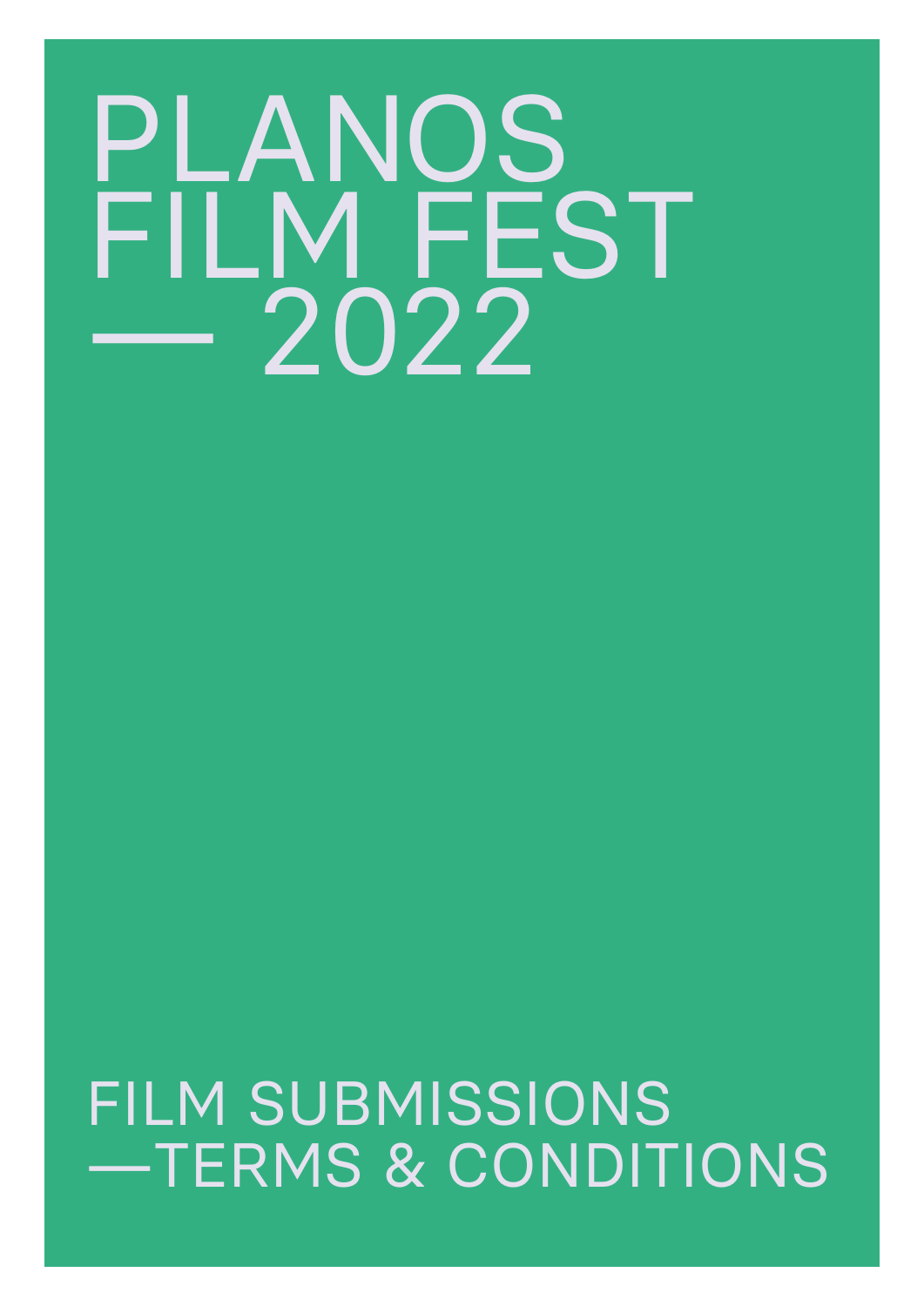# PLANOS FILM FEST — 2022

## FILM SUBMISSIONS —TERMS & CONDITIONS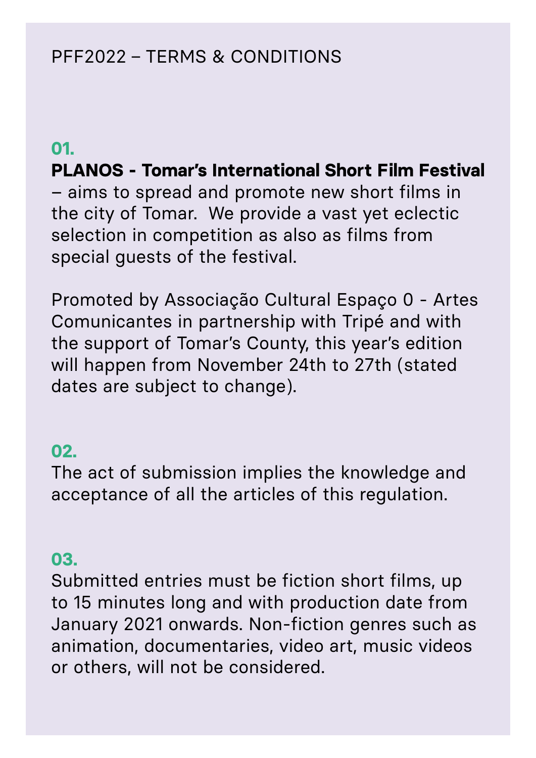# PFF2022 – TERMS & CONDITIONS

## 01.

**PLANOS - Tomar's International Short Film Festival** – aims to spread and promote new short films in the city of Tomar.  We provide a vast yet eclectic selection in competition as also as films from special guests of the festival.

Promoted by Associação Cultural Espaço 0 - Artes Comunicantes in partnership with Tripé and with the support of Tomar's County, this year's edition will happen from November 24th to 27th (stated dates are subject to change).

## 02.

The act of submission implies the knowledge and acceptance of all the articles of this regulation.

## 03.

Submitted entries must be fiction short films, up to 15 minutes long and with production date from January 2021 onwards. Non-fiction genres such as animation, documentaries, video art, music videos or others, will not be considered.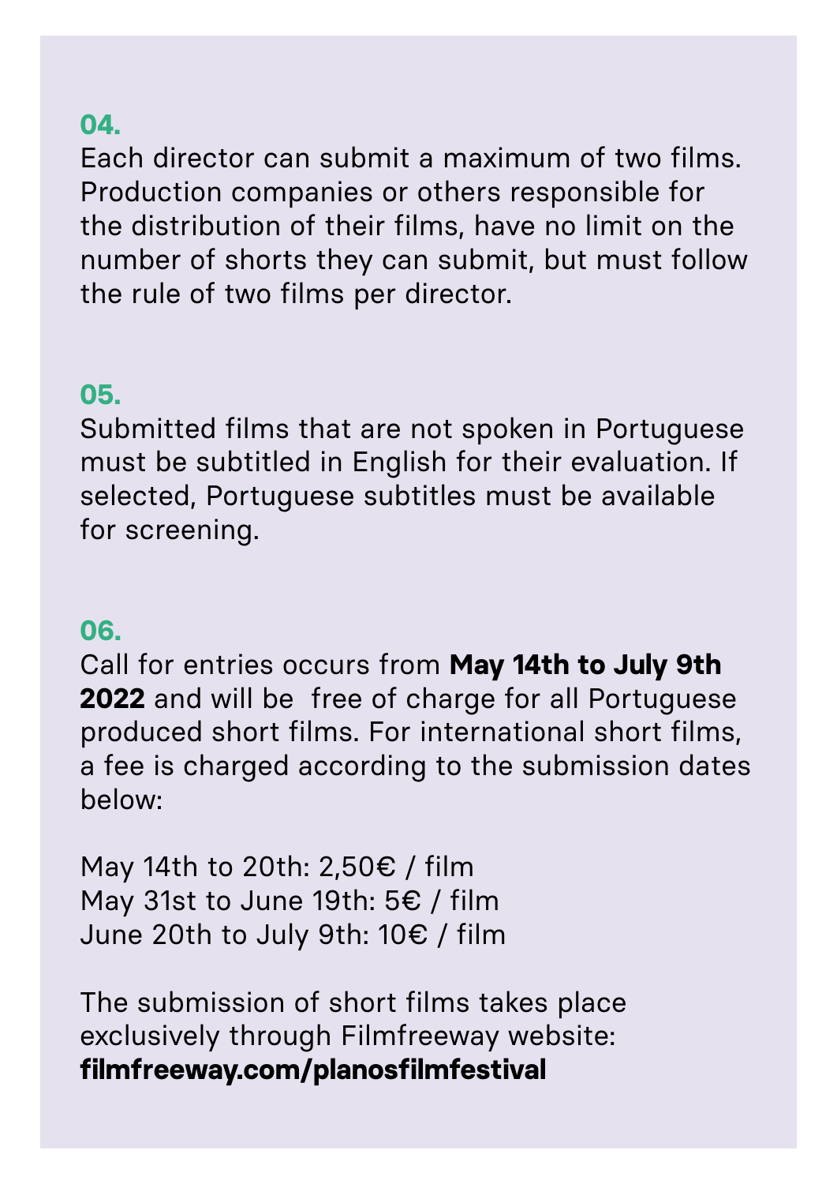**04.**

Each director can submit a maximum of two films. Production companies or others responsible for the distribution of their films, have no limit on the number of shorts they can submit, but must follow the rule of two films per director.

**05.**

Submitted films that are not spoken in Portuguese must be subtitled in English for their evaluation. If selected, Portuguese subtitles must be available for screening.

**06.**

Call for entries occurs from **May 14th to July 9th 2022** and will be free of charge for all Portuguese produced short films. For international short films, a fee is charged according to the submission dates below:

May 14th to 20th: 2,50€ / film
May 31st to June 19th: 5€ / film
June 20th to July 9th: 10€ / film

The submission of short films takes place exclusively through Filmfreeway website:
**filmfreeway.com/planosfilmfestival**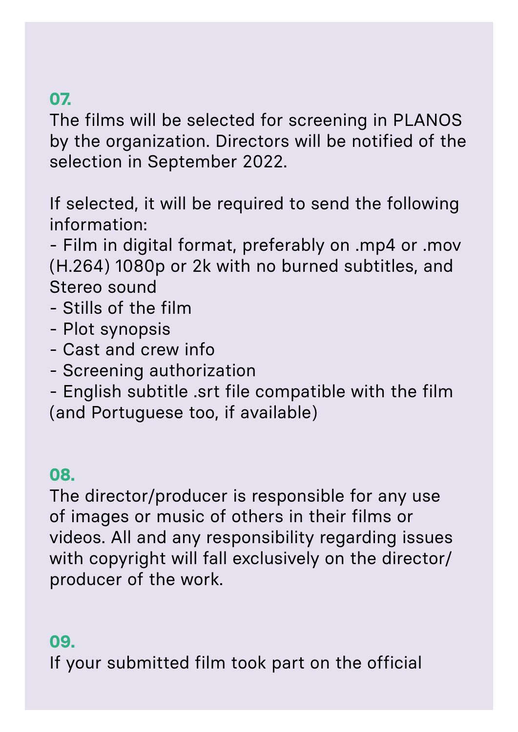**07.**

The films will be selected for screening in PLANOS by the organization. Directors will be notified of the selection in September 2022.

If selected, it will be required to send the following information:

- Film in digital format, preferably on .mp4 or .mov (H.264) 1080p or 2k with no burned subtitles, and Stereo sound
- Stills of the film
- Plot synopsis
- Cast and crew info
- Screening authorization
- English subtitle .srt file compatible with the film (and Portuguese too, if available)

**08.**

The director/producer is responsible for any use of images or music of others in their films or videos. All and any responsibility regarding issues with copyright will fall exclusively on the director/producer of the work.

**09.**

If your submitted film took part on the official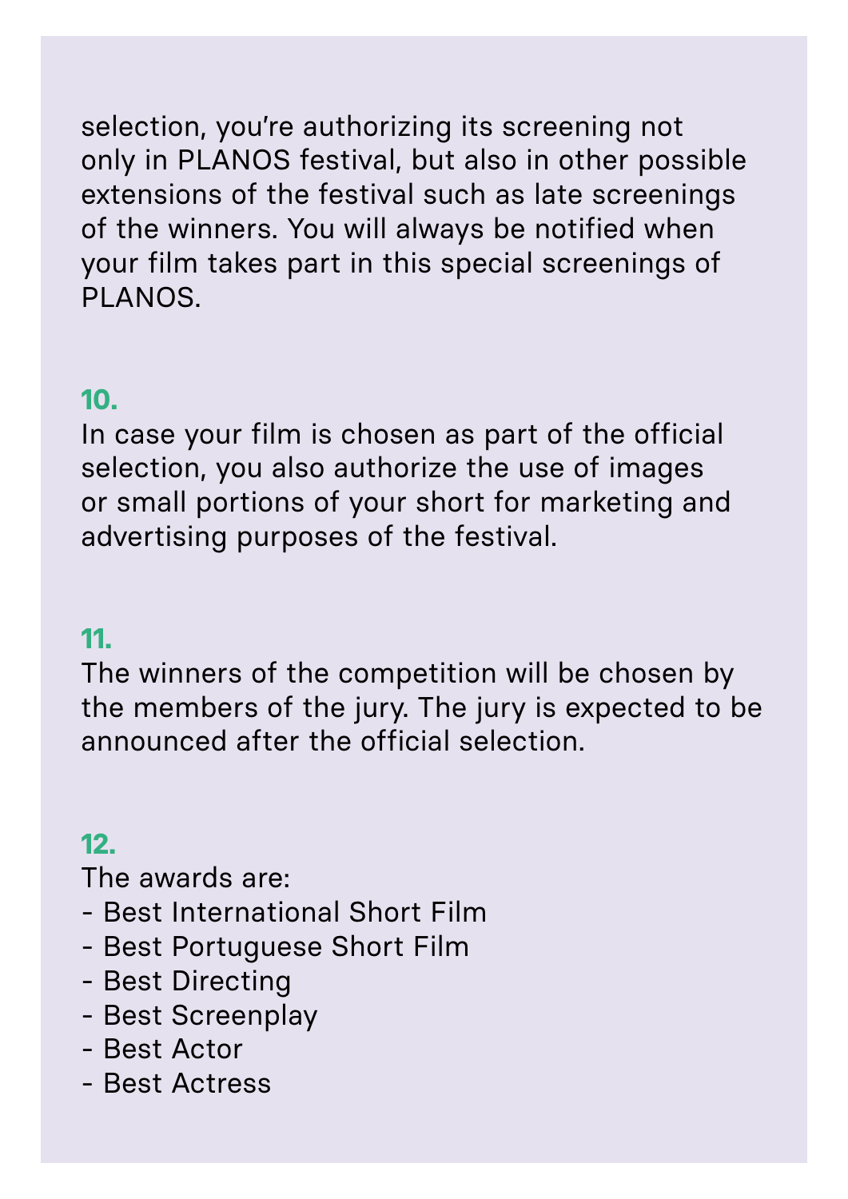selection, you're authorizing its screening not only in PLANOS festival, but also in other possible extensions of the festival such as late screenings of the winners. You will always be notified when your film takes part in this special screenings of PLANOS.

**10.**
In case your film is chosen as part of the official selection, you also authorize the use of images or small portions of your short for marketing and advertising purposes of the festival.

**11.**
The winners of the competition will be chosen by the members of the jury. The jury is expected to be announced after the official selection.

**12.**
The awards are:
- Best International Short Film
- Best Portuguese Short Film
- Best Directing
- Best Screenplay
- Best Actor
- Best Actress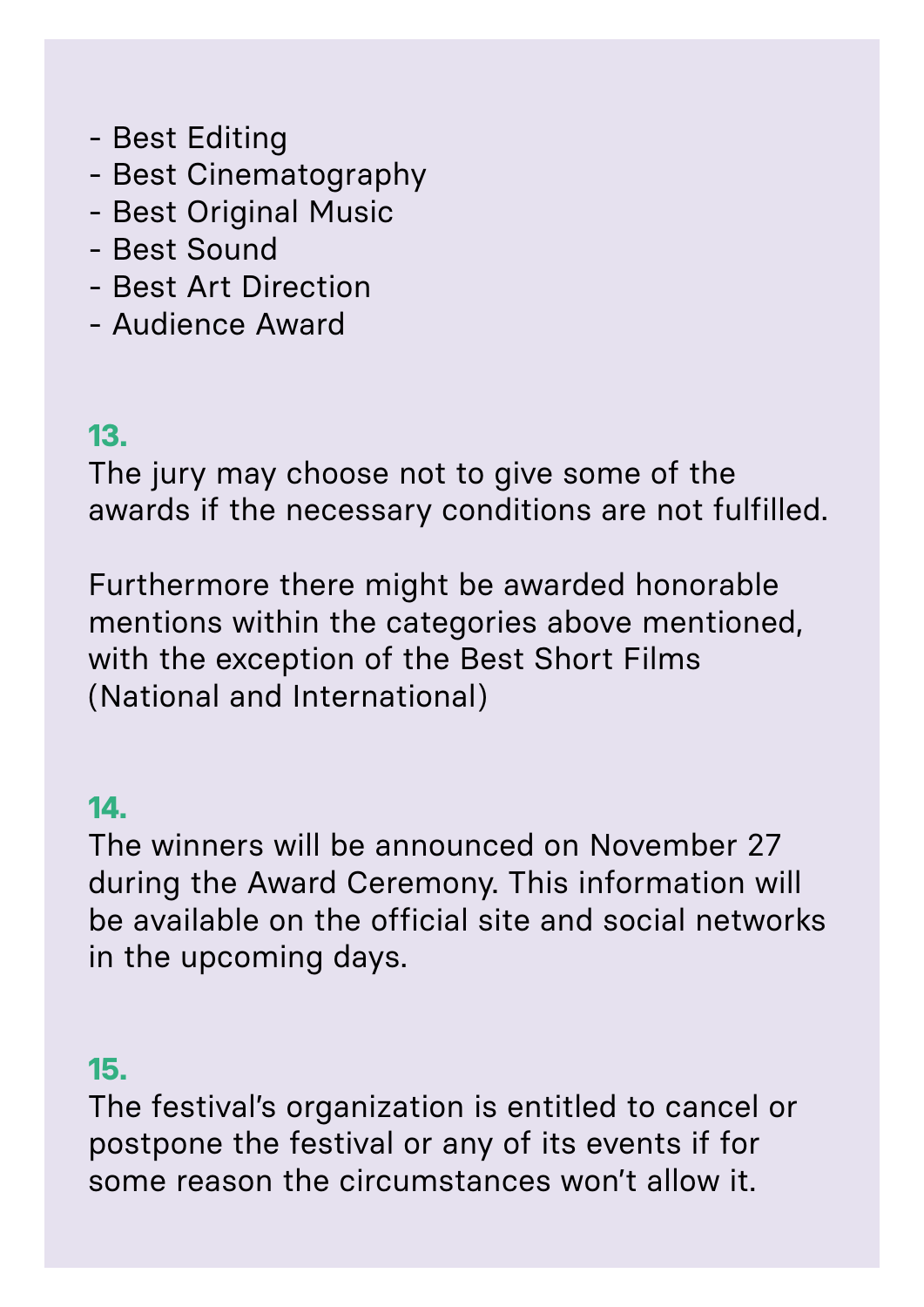- Best Editing
- Best Cinematography
- Best Original Music
- Best Sound
- Best Art Direction
- Audience Award

**13.**

The jury may choose not to give some of the awards if the necessary conditions are not fulfilled.

Furthermore there might be awarded honorable mentions within the categories above mentioned, with the exception of the Best Short Films (National and International)

**14.**

The winners will be announced on November 27 during the Award Ceremony. This information will be available on the official site and social networks in the upcoming days.

**15.**

The festival's organization is entitled to cancel or postpone the festival or any of its events if for some reason the circumstances won't allow it.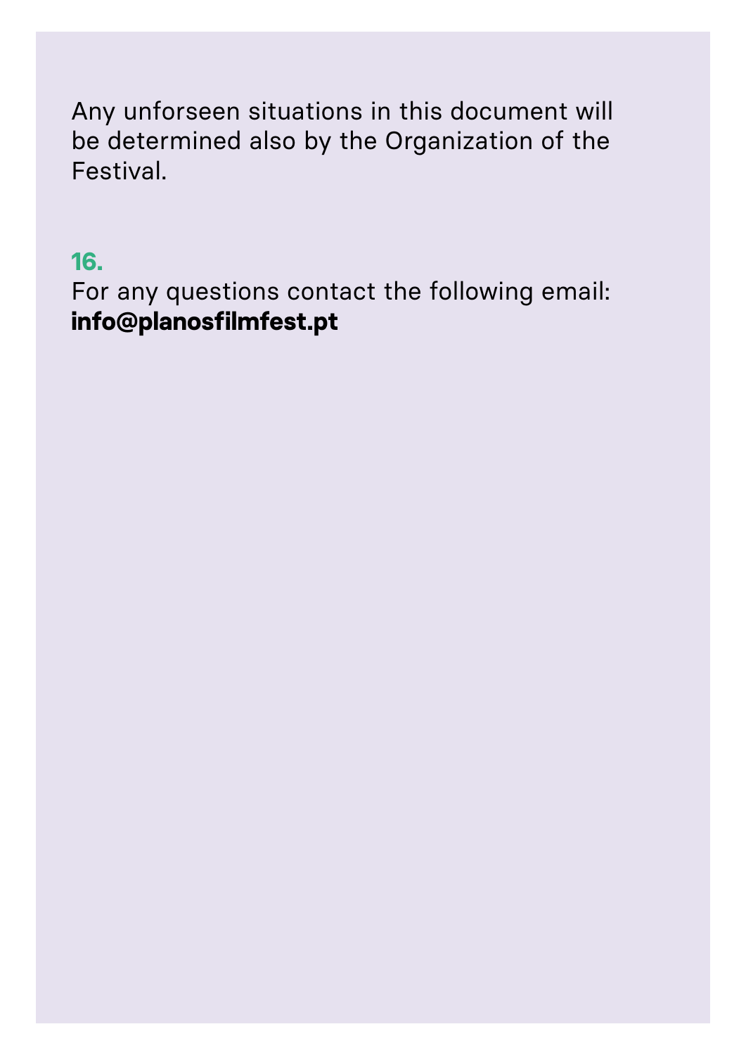Any unforseen situations in this document will be determined also by the Organization of the Festival.

**16.**

For any questions contact the following email:
**info@planosfilmfest.pt**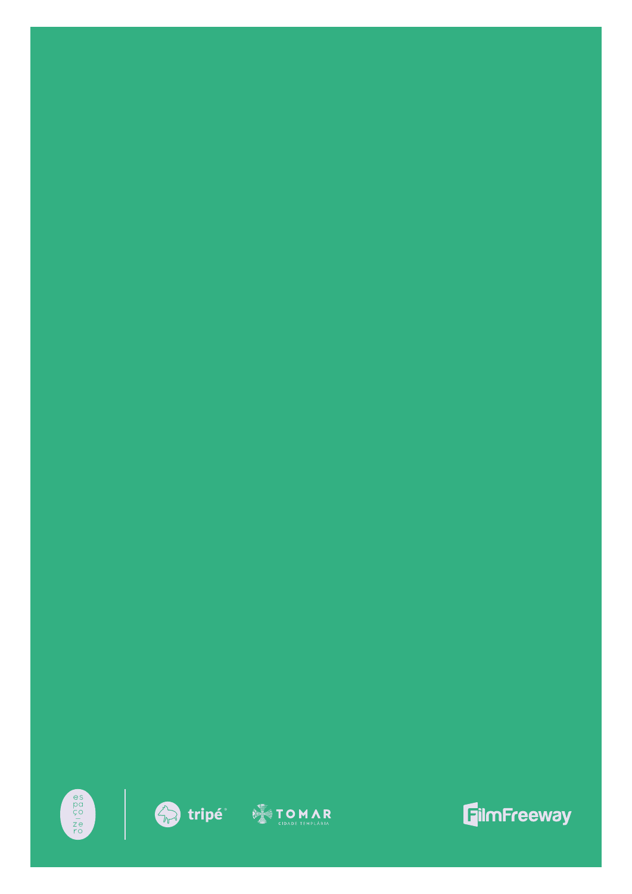es
pa
ço
–
ze
ro

tripé®

TOMAR
CIDADE TEMPLÁRIA

FilmFreeway